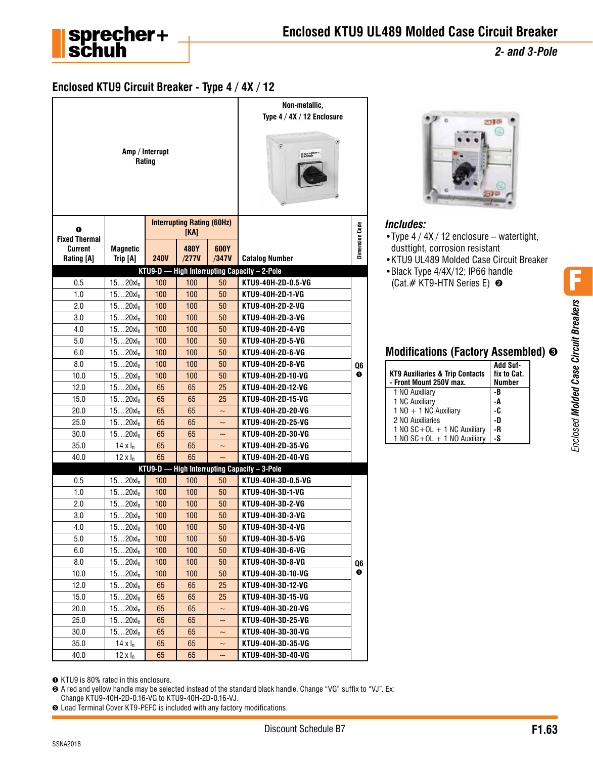# Enclosed KTU9 UL489 Molded Case Circuit Breaker

*2- and 3-Pole*

## Enclosed KTU9 Circuit Breaker - Type 4 / 4X / 12

| Amp / Interrupt Rating | | | | | Non-metallic, Type 4 / 4X / 12 Enclosure | |
|---|---|---|---|---|---|---|
| ❶ Fixed Thermal Current Rating [A] | Magnetic Trip [A] | Interrupting Rating (60Hz) [KA] 240V | 480Y /277V | 600Y /347V | Catalog Number | Dimension Code |
| **KTU9-D — High Interrupting Capacity – 2-Pole** | | | | | | |
| 0.5 | 15…20xIn | 100 | 100 | 50 | KTU9-40H-2D-0.5-VG | Q6 ❶ |
| 1.0 | 15…20xIn | 100 | 100 | 50 | KTU9-40H-2D-1-VG | |
| 2.0 | 15…20xIn | 100 | 100 | 50 | KTU9-40H-2D-2-VG | |
| 3.0 | 15…20xIn | 100 | 100 | 50 | KTU9-40H-2D-3-VG | |
| 4.0 | 15…20xIn | 100 | 100 | 50 | KTU9-40H-2D-4-VG | |
| 5.0 | 15…20xIn | 100 | 100 | 50 | KTU9-40H-2D-5-VG | |
| 6.0 | 15…20xIn | 100 | 100 | 50 | KTU9-40H-2D-6-VG | |
| 8.0 | 15…20xIn | 100 | 100 | 50 | KTU9-40H-2D-8-VG | |
| 10.0 | 15…20xIn | 100 | 100 | 50 | KTU9-40H-2D-10-VG | |
| 12.0 | 15…20xIn | 65 | 65 | 25 | KTU9-40H-2D-12-VG | |
| 15.0 | 15…20xIn | 65 | 65 | 25 | KTU9-40H-2D-15-VG | |
| 20.0 | 15…20xIn | 65 | 65 | ~ | KTU9-40H-2D-20-VG | |
| 25.0 | 15…20xIn | 65 | 65 | ~ | KTU9-40H-2D-25-VG | |
| 30.0 | 15…20xIn | 65 | 65 | ~ | KTU9-40H-2D-30-VG | |
| 35.0 | 14 x In | 65 | 65 | ~ | KTU9-40H-2D-35-VG | |
| 40.0 | 12 x In | 65 | 65 | ~ | KTU9-40H-2D-40-VG | |
| **KTU9-D — High Interrupting Capacity – 3-Pole** | | | | | | |
| 0.5 | 15…20xIn | 100 | 100 | 50 | KTU9-40H-3D-0.5-VG | Q6 ❶ |
| 1.0 | 15…20xIn | 100 | 100 | 50 | KTU9-40H-3D-1-VG | |
| 2.0 | 15…20xIn | 100 | 100 | 50 | KTU9-40H-3D-2-VG | |
| 3.0 | 15…20xIn | 100 | 100 | 50 | KTU9-40H-3D-3-VG | |
| 4.0 | 15…20xIn | 100 | 100 | 50 | KTU9-40H-3D-4-VG | |
| 5.0 | 15…20xIn | 100 | 100 | 50 | KTU9-40H-3D-5-VG | |
| 6.0 | 15…20xIn | 100 | 100 | 50 | KTU9-40H-3D-6-VG | |
| 8.0 | 15…20xIn | 100 | 100 | 50 | KTU9-40H-3D-8-VG | |
| 10.0 | 15…20xIn | 100 | 100 | 50 | KTU9-40H-3D-10-VG | |
| 12.0 | 15…20xIn | 65 | 65 | 25 | KTU9-40H-3D-12-VG | |
| 15.0 | 15…20xIn | 65 | 65 | 25 | KTU9-40H-3D-15-VG | |
| 20.0 | 15…20xIn | 65 | 65 | ~ | KTU9-40H-3D-20-VG | |
| 25.0 | 15…20xIn | 65 | 65 | ~ | KTU9-40H-3D-25-VG | |
| 30.0 | 15…20xIn | 65 | 65 | ~ | KTU9-40H-3D-30-VG | |
| 35.0 | 14 x In | 65 | 65 | ~ | KTU9-40H-3D-35-VG | |
| 40.0 | 12 x In | 65 | 65 | ~ | KTU9-40H-3D-40-VG | |

### *Includes:*

- Type 4 / 4X / 12 enclosure – watertight, dusttight, corrosion resistant
- KTU9 UL489 Molded Case Circuit Breaker
- Black Type 4/4X/12; IP66 handle (Cat.# KT9-HTN Series E) ❷

## Modifications (Factory Assembled) ❸

| KT9 Auxiliaries & Trip Contacts - Front Mount 250V max. | Add Suffix to Cat. Number |
|---|---|
| 1 NO Auxiliary | -B |
| 1 NC Auxiliary | -A |
| 1 NO + 1 NC Auxiliary | -C |
| 2 NO Auxiliaries | -D |
| 1 NO SC+OL + 1 NC Auxiliary | -R |
| 1 NO SC+OL + 1 NO Auxiliary | -S |

❶ KTU9 is 80% rated in this enclosure.
❷ A red and yellow handle may be selected instead of the standard black handle. Change "VG" suffix to "VJ". Ex: Change KTU9-40H-2D-0.16-VG to KTU9-40H-2D-0.16-VJ.
❸ Load Terminal Cover KT9-PEFC is included with any factory modifications.

Discount Schedule B7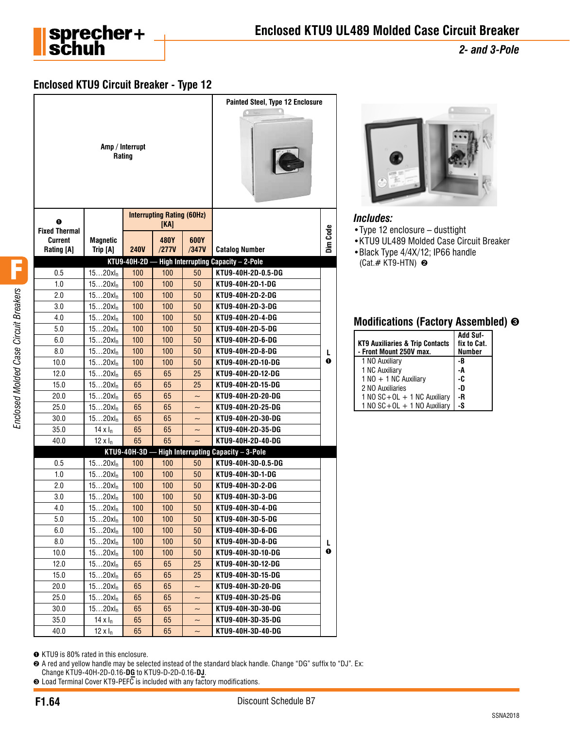# Enclosed KTU9 UL489 Molded Case Circuit Breaker

*2- and 3-Pole*

## Enclosed KTU9 Circuit Breaker - Type 12

| Amp / Interrupt Rating | | | | | Painted Steel, Type 12 Enclosure | |
|---|---|---|---|---|---|---|
| ❶ Fixed Thermal Current Rating [A] | Magnetic Trip [A] | Interrupting Rating (60Hz) [KA] 240V | 480Y /277V | 600Y /347V | Catalog Number | Dim Code |
| **KTU9-40H-2D — High Interrupting Capacity – 2-Pole** | | | | | | |
| 0.5 | 15…20xIn | 100 | 100 | 50 | KTU9-40H-2D-0.5-DG | L ❶ |
| 1.0 | 15…20xIn | 100 | 100 | 50 | KTU9-40H-2D-1-DG | |
| 2.0 | 15…20xIn | 100 | 100 | 50 | KTU9-40H-2D-2-DG | |
| 3.0 | 15…20xIn | 100 | 100 | 50 | KTU9-40H-2D-3-DG | |
| 4.0 | 15…20xIn | 100 | 100 | 50 | KTU9-40H-2D-4-DG | |
| 5.0 | 15…20xIn | 100 | 100 | 50 | KTU9-40H-2D-5-DG | |
| 6.0 | 15…20xIn | 100 | 100 | 50 | KTU9-40H-2D-6-DG | |
| 8.0 | 15…20xIn | 100 | 100 | 50 | KTU9-40H-2D-8-DG | |
| 10.0 | 15…20xIn | 100 | 100 | 50 | KTU9-40H-2D-10-DG | |
| 12.0 | 15…20xIn | 65 | 65 | 25 | KTU9-40H-2D-12-DG | |
| 15.0 | 15…20xIn | 65 | 65 | 25 | KTU9-40H-2D-15-DG | |
| 20.0 | 15…20xIn | 65 | 65 | ~ | KTU9-40H-2D-20-DG | |
| 25.0 | 15…20xIn | 65 | 65 | ~ | KTU9-40H-2D-25-DG | |
| 30.0 | 15…20xIn | 65 | 65 | ~ | KTU9-40H-2D-30-DG | |
| 35.0 | 14 x In | 65 | 65 | ~ | KTU9-40H-2D-35-DG | |
| 40.0 | 12 x In | 65 | 65 | ~ | KTU9-40H-2D-40-DG | |
| **KTU9-40H-3D — High Interrupting Capacity – 3-Pole** | | | | | | |
| 0.5 | 15…20xIn | 100 | 100 | 50 | KTU9-40H-3D-0.5-DG | L ❶ |
| 1.0 | 15…20xIn | 100 | 100 | 50 | KTU9-40H-3D-1-DG | |
| 2.0 | 15…20xIn | 100 | 100 | 50 | KTU9-40H-3D-2-DG | |
| 3.0 | 15…20xIn | 100 | 100 | 50 | KTU9-40H-3D-3-DG | |
| 4.0 | 15…20xIn | 100 | 100 | 50 | KTU9-40H-3D-4-DG | |
| 5.0 | 15…20xIn | 100 | 100 | 50 | KTU9-40H-3D-5-DG | |
| 6.0 | 15…20xIn | 100 | 100 | 50 | KTU9-40H-3D-6-DG | |
| 8.0 | 15…20xIn | 100 | 100 | 50 | KTU9-40H-3D-8-DG | |
| 10.0 | 15…20xIn | 100 | 100 | 50 | KTU9-40H-3D-10-DG | |
| 12.0 | 15…20xIn | 65 | 65 | 25 | KTU9-40H-3D-12-DG | |
| 15.0 | 15…20xIn | 65 | 65 | 25 | KTU9-40H-3D-15-DG | |
| 20.0 | 15…20xIn | 65 | 65 | ~ | KTU9-40H-3D-20-DG | |
| 25.0 | 15…20xIn | 65 | 65 | ~ | KTU9-40H-3D-25-DG | |
| 30.0 | 15…20xIn | 65 | 65 | ~ | KTU9-40H-3D-30-DG | |
| 35.0 | 14 x In | 65 | 65 | ~ | KTU9-40H-3D-35-DG | |
| 40.0 | 12 x In | 65 | 65 | ~ | KTU9-40H-3D-40-DG | |

### *Includes:*

- Type 12 enclosure – dusttight
- KTU9 UL489 Molded Case Circuit Breaker
- Black Type 4/4X/12; IP66 handle (Cat.# KT9-HTN) ❷

## Modifications (Factory Assembled) ❸

| KT9 Auxiliaries & Trip Contacts - Front Mount 250V max. | Add Suffix to Cat. Number |
|---|---|
| 1 NO Auxiliary | -B |
| 1 NC Auxiliary | -A |
| 1 NO + 1 NC Auxiliary | -C |
| 2 NO Auxiliaries | -D |
| 1 NO SC+OL + 1 NC Auxiliary | -R |
| 1 NO SC+OL + 1 NO Auxiliary | -S |

❶ KTU9 is 80% rated in this enclosure.
❷ A red and yellow handle may be selected instead of the standard black handle. Change "DG" suffix to "DJ". Ex: Change KTU9-40H-2D-0.16-**DG** to KTU9-D-2D-0.16-**DJ**.
❸ Load Terminal Cover KT9-PEFC is included with any factory modifications.

Discount Schedule B7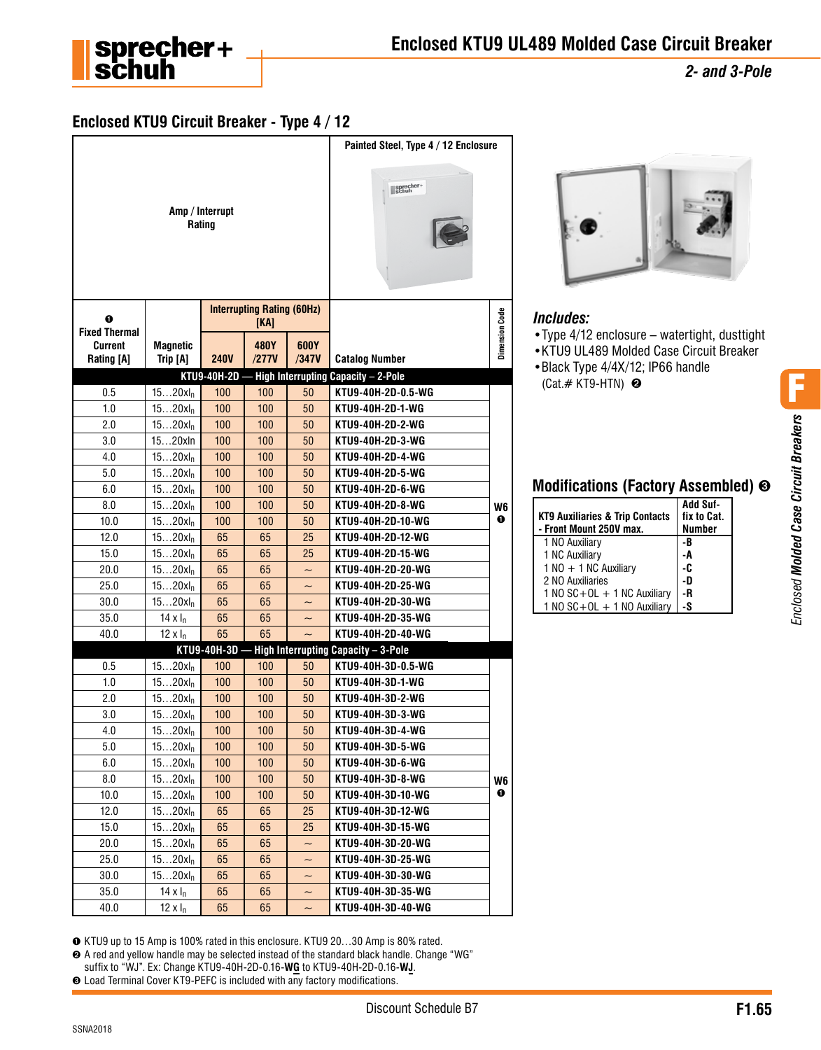# Enclosed KTU9 UL489 Molded Case Circuit Breaker

*2- and 3-Pole*

## Enclosed KTU9 Circuit Breaker - Type 4 / 12

| Amp / Interrupt Rating | | | | | Painted Steel, Type 4 / 12 Enclosure | |
|---|---|---|---|---|---|---|
| ❶ Fixed Thermal Current Rating [A] | Magnetic Trip [A] | Interrupting Rating (60Hz) [KA] 240V | 480Y /277V | 600Y /347V | Catalog Number | Dimension Code |
| **KTU9-40H-2D — High Interrupting Capacity – 2-Pole** | | | | | | |
| 0.5 | 15…20xI$_n$ | 100 | 100 | 50 | KTU9-40H-2D-0.5-WG | W6 ❶ |
| 1.0 | 15…20xI$_n$ | 100 | 100 | 50 | KTU9-40H-2D-1-WG | |
| 2.0 | 15…20xI$_n$ | 100 | 100 | 50 | KTU9-40H-2D-2-WG | |
| 3.0 | 15…20xIn | 100 | 100 | 50 | KTU9-40H-2D-3-WG | |
| 4.0 | 15…20xI$_n$ | 100 | 100 | 50 | KTU9-40H-2D-4-WG | |
| 5.0 | 15…20xI$_n$ | 100 | 100 | 50 | KTU9-40H-2D-5-WG | |
| 6.0 | 15…20xI$_n$ | 100 | 100 | 50 | KTU9-40H-2D-6-WG | |
| 8.0 | 15…20xI$_n$ | 100 | 100 | 50 | KTU9-40H-2D-8-WG | |
| 10.0 | 15…20xI$_n$ | 100 | 100 | 50 | KTU9-40H-2D-10-WG | |
| 12.0 | 15…20xI$_n$ | 65 | 65 | 25 | KTU9-40H-2D-12-WG | |
| 15.0 | 15…20xI$_n$ | 65 | 65 | 25 | KTU9-40H-2D-15-WG | |
| 20.0 | 15…20xI$_n$ | 65 | 65 | ~ | KTU9-40H-2D-20-WG | |
| 25.0 | 15…20xI$_n$ | 65 | 65 | ~ | KTU9-40H-2D-25-WG | |
| 30.0 | 15…20xI$_n$ | 65 | 65 | ~ | KTU9-40H-2D-30-WG | |
| 35.0 | 14 x I$_n$ | 65 | 65 | ~ | KTU9-40H-2D-35-WG | |
| 40.0 | 12 x I$_n$ | 65 | 65 | ~ | KTU9-40H-2D-40-WG | |
| **KTU9-40H-3D — High Interrupting Capacity – 3-Pole** | | | | | | |
| 0.5 | 15…20xI$_n$ | 100 | 100 | 50 | KTU9-40H-3D-0.5-WG | W6 ❶ |
| 1.0 | 15…20xI$_n$ | 100 | 100 | 50 | KTU9-40H-3D-1-WG | |
| 2.0 | 15…20xI$_n$ | 100 | 100 | 50 | KTU9-40H-3D-2-WG | |
| 3.0 | 15…20xI$_n$ | 100 | 100 | 50 | KTU9-40H-3D-3-WG | |
| 4.0 | 15…20xI$_n$ | 100 | 100 | 50 | KTU9-40H-3D-4-WG | |
| 5.0 | 15…20xI$_n$ | 100 | 100 | 50 | KTU9-40H-3D-5-WG | |
| 6.0 | 15…20xI$_n$ | 100 | 100 | 50 | KTU9-40H-3D-6-WG | |
| 8.0 | 15…20xI$_n$ | 100 | 100 | 50 | KTU9-40H-3D-8-WG | |
| 10.0 | 15…20xI$_n$ | 100 | 100 | 50 | KTU9-40H-3D-10-WG | |
| 12.0 | 15…20xI$_n$ | 65 | 65 | 25 | KTU9-40H-3D-12-WG | |
| 15.0 | 15…20xI$_n$ | 65 | 65 | 25 | KTU9-40H-3D-15-WG | |
| 20.0 | 15…20xI$_n$ | 65 | 65 | ~ | KTU9-40H-3D-20-WG | |
| 25.0 | 15…20xI$_n$ | 65 | 65 | ~ | KTU9-40H-3D-25-WG | |
| 30.0 | 15…20xI$_n$ | 65 | 65 | ~ | KTU9-40H-3D-30-WG | |
| 35.0 | 14 x I$_n$ | 65 | 65 | ~ | KTU9-40H-3D-35-WG | |
| 40.0 | 12 x I$_n$ | 65 | 65 | ~ | KTU9-40H-3D-40-WG | |

### *Includes:*

- Type 4/12 enclosure – watertight, dusttight
- KTU9 UL489 Molded Case Circuit Breaker
- Black Type 4/4X/12; IP66 handle (Cat.# KT9-HTN) ❷

## Modifications (Factory Assembled) ❸

| KT9 Auxiliaries & Trip Contacts - Front Mount 250V max. | Add Suffix to Cat. Number |
|---|---|
| 1 NO Auxiliary | -B |
| 1 NC Auxiliary | -A |
| 1 NO + 1 NC Auxiliary | -C |
| 2 NO Auxiliaries | -D |
| 1 NO SC+OL + 1 NC Auxiliary | -R |
| 1 NO SC+OL + 1 NO Auxiliary | -S |

❶ KTU9 up to 15 Amp is 100% rated in this enclosure. KTU9 20…30 Amp is 80% rated.
❷ A red and yellow handle may be selected instead of the standard black handle. Change "WG" suffix to "WJ". Ex: Change KTU9-40H-2D-0.16-**WG** to KTU9-40H-2D-0.16-**WJ**.
❸ Load Terminal Cover KT9-PEFC is included with any factory modifications.

Discount Schedule B7